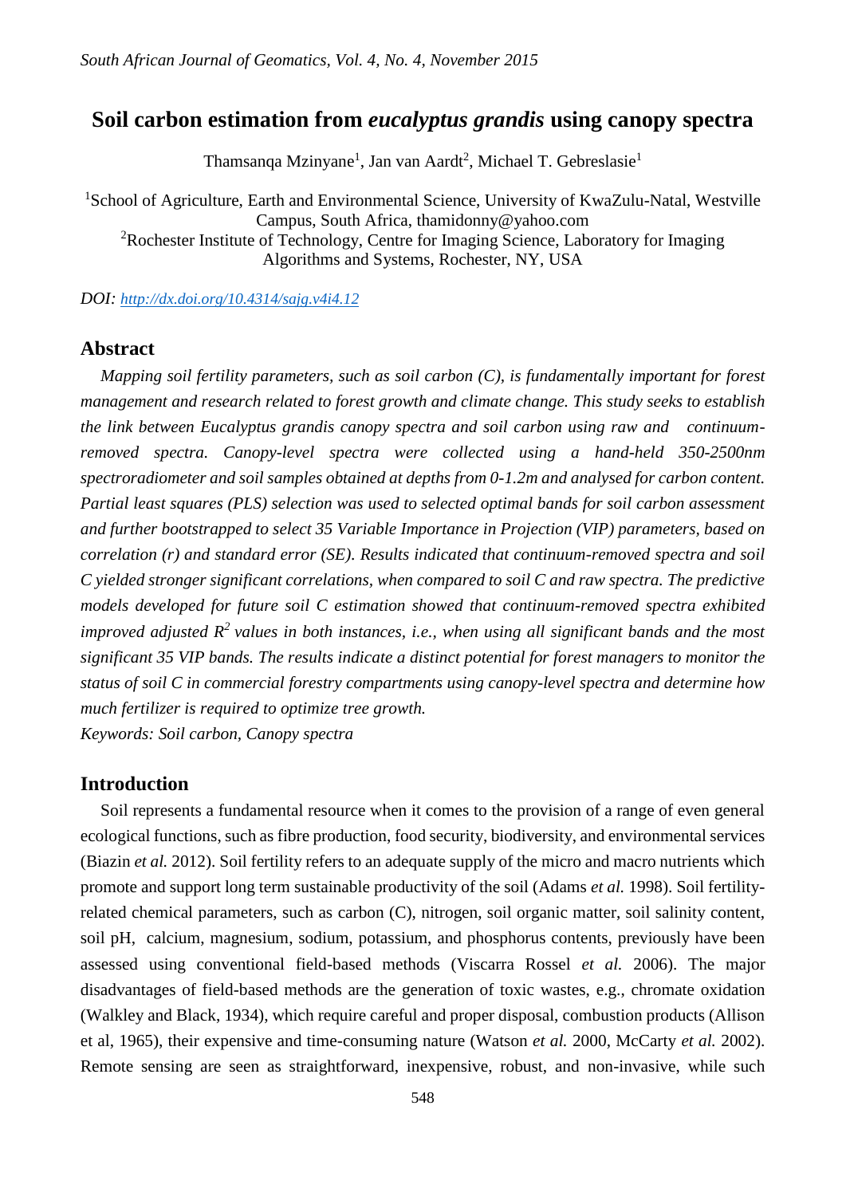# Soil carbon estimation from *eucalyptus grandis* using canopy spectra

Thamsanqa Mzinyane[1], Jan van Aardt[2], Michael T. Gebreslasie[1]

[1]School of Agriculture, Earth and Environmental Science, University of KwaZulu-Natal, Westville Campus, South Africa, thamidonny@yahoo.com
[2]Rochester Institute of Technology, Centre for Imaging Science, Laboratory for Imaging Algorithms and Systems, Rochester, NY, USA

*DOI:* http://dx.doi.org/10.4314/sajg.v4i4.12

## Abstract

*Mapping soil fertility parameters, such as soil carbon (C), is fundamentally important for forest management and research related to forest growth and climate change. This study seeks to establish the link between Eucalyptus grandis canopy spectra and soil carbon using raw and continuum-removed spectra. Canopy-level spectra were collected using a hand-held 350-2500nm spectroradiometer and soil samples obtained at depths from 0-1.2m and analysed for carbon content. Partial least squares (PLS) selection was used to selected optimal bands for soil carbon assessment and further bootstrapped to select 35 Variable Importance in Projection (VIP) parameters, based on correlation (r) and standard error (SE). Results indicated that continuum-removed spectra and soil C yielded stronger significant correlations, when compared to soil C and raw spectra. The predictive models developed for future soil C estimation showed that continuum-removed spectra exhibited improved adjusted $R^2$ values in both instances, i.e., when using all significant bands and the most significant 35 VIP bands. The results indicate a distinct potential for forest managers to monitor the status of soil C in commercial forestry compartments using canopy-level spectra and determine how much fertilizer is required to optimize tree growth.*

*Keywords: Soil carbon, Canopy spectra*

## Introduction

Soil represents a fundamental resource when it comes to the provision of a range of even general ecological functions, such as fibre production, food security, biodiversity, and environmental services (Biazin *et al.* 2012). Soil fertility refers to an adequate supply of the micro and macro nutrients which promote and support long term sustainable productivity of the soil (Adams *et al.* 1998). Soil fertility-related chemical parameters, such as carbon (C), nitrogen, soil organic matter, soil salinity content, soil pH, calcium, magnesium, sodium, potassium, and phosphorus contents, previously have been assessed using conventional field-based methods (Viscarra Rossel *et al.* 2006). The major disadvantages of field-based methods are the generation of toxic wastes, e.g., chromate oxidation (Walkley and Black, 1934), which require careful and proper disposal, combustion products (Allison et al, 1965), their expensive and time-consuming nature (Watson *et al.* 2000, McCarty *et al.* 2002). Remote sensing are seen as straightforward, inexpensive, robust, and non-invasive, while such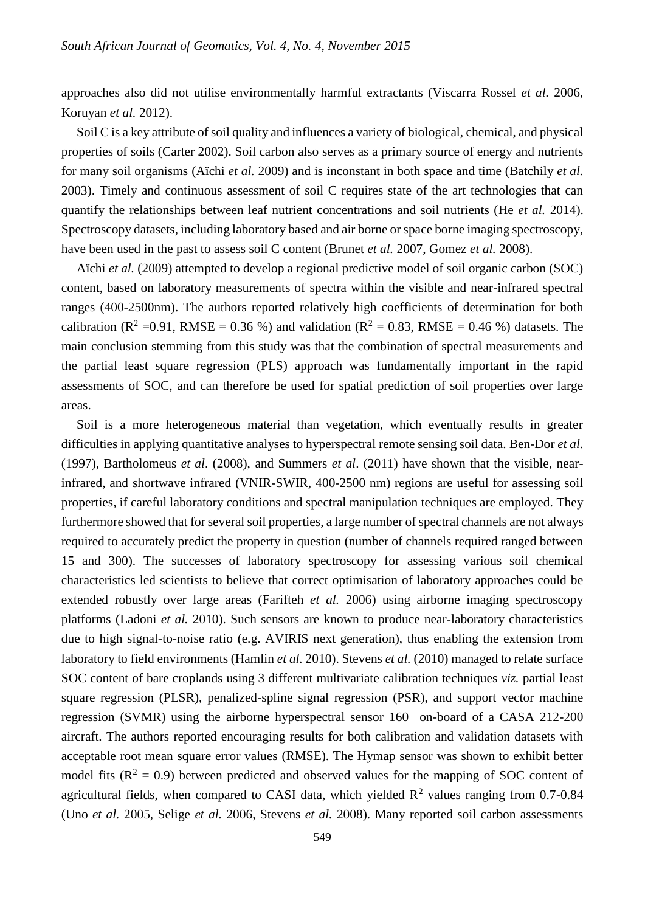approaches also did not utilise environmentally harmful extractants (Viscarra Rossel *et al.* 2006, Koruyan *et al.* 2012).

Soil C is a key attribute of soil quality and influences a variety of biological, chemical, and physical properties of soils (Carter 2002). Soil carbon also serves as a primary source of energy and nutrients for many soil organisms (Aïchi *et al.* 2009) and is inconstant in both space and time (Batchily *et al.* 2003). Timely and continuous assessment of soil C requires state of the art technologies that can quantify the relationships between leaf nutrient concentrations and soil nutrients (He *et al.* 2014). Spectroscopy datasets, including laboratory based and air borne or space borne imaging spectroscopy, have been used in the past to assess soil C content (Brunet *et al.* 2007, Gomez *et al.* 2008).

Aïchi *et al.* (2009) attempted to develop a regional predictive model of soil organic carbon (SOC) content, based on laboratory measurements of spectra within the visible and near-infrared spectral ranges (400-2500nm). The authors reported relatively high coefficients of determination for both calibration ($R^2$ =0.91, RMSE = 0.36 %) and validation ($R^2$ = 0.83, RMSE = 0.46 %) datasets. The main conclusion stemming from this study was that the combination of spectral measurements and the partial least square regression (PLS) approach was fundamentally important in the rapid assessments of SOC, and can therefore be used for spatial prediction of soil properties over large areas.

Soil is a more heterogeneous material than vegetation, which eventually results in greater difficulties in applying quantitative analyses to hyperspectral remote sensing soil data. Ben-Dor *et al*. (1997), Bartholomeus *et al*. (2008), and Summers *et al*. (2011) have shown that the visible, near-infrared, and shortwave infrared (VNIR-SWIR, 400-2500 nm) regions are useful for assessing soil properties, if careful laboratory conditions and spectral manipulation techniques are employed. They furthermore showed that for several soil properties, a large number of spectral channels are not always required to accurately predict the property in question (number of channels required ranged between 15 and 300). The successes of laboratory spectroscopy for assessing various soil chemical characteristics led scientists to believe that correct optimisation of laboratory approaches could be extended robustly over large areas (Farifteh *et al.* 2006) using airborne imaging spectroscopy platforms (Ladoni *et al.* 2010). Such sensors are known to produce near-laboratory characteristics due to high signal-to-noise ratio (e.g. AVIRIS next generation), thus enabling the extension from laboratory to field environments (Hamlin *et al.* 2010). Stevens *et al.* (2010) managed to relate surface SOC content of bare croplands using 3 different multivariate calibration techniques *viz.* partial least square regression (PLSR), penalized-spline signal regression (PSR), and support vector machine regression (SVMR) using the airborne hyperspectral sensor 160 on-board of a CASA 212-200 aircraft. The authors reported encouraging results for both calibration and validation datasets with acceptable root mean square error values (RMSE). The Hymap sensor was shown to exhibit better model fits ($R^2$ = 0.9) between predicted and observed values for the mapping of SOC content of agricultural fields, when compared to CASI data, which yielded $R^2$ values ranging from 0.7-0.84 (Uno *et al.* 2005, Selige *et al.* 2006, Stevens *et al.* 2008). Many reported soil carbon assessments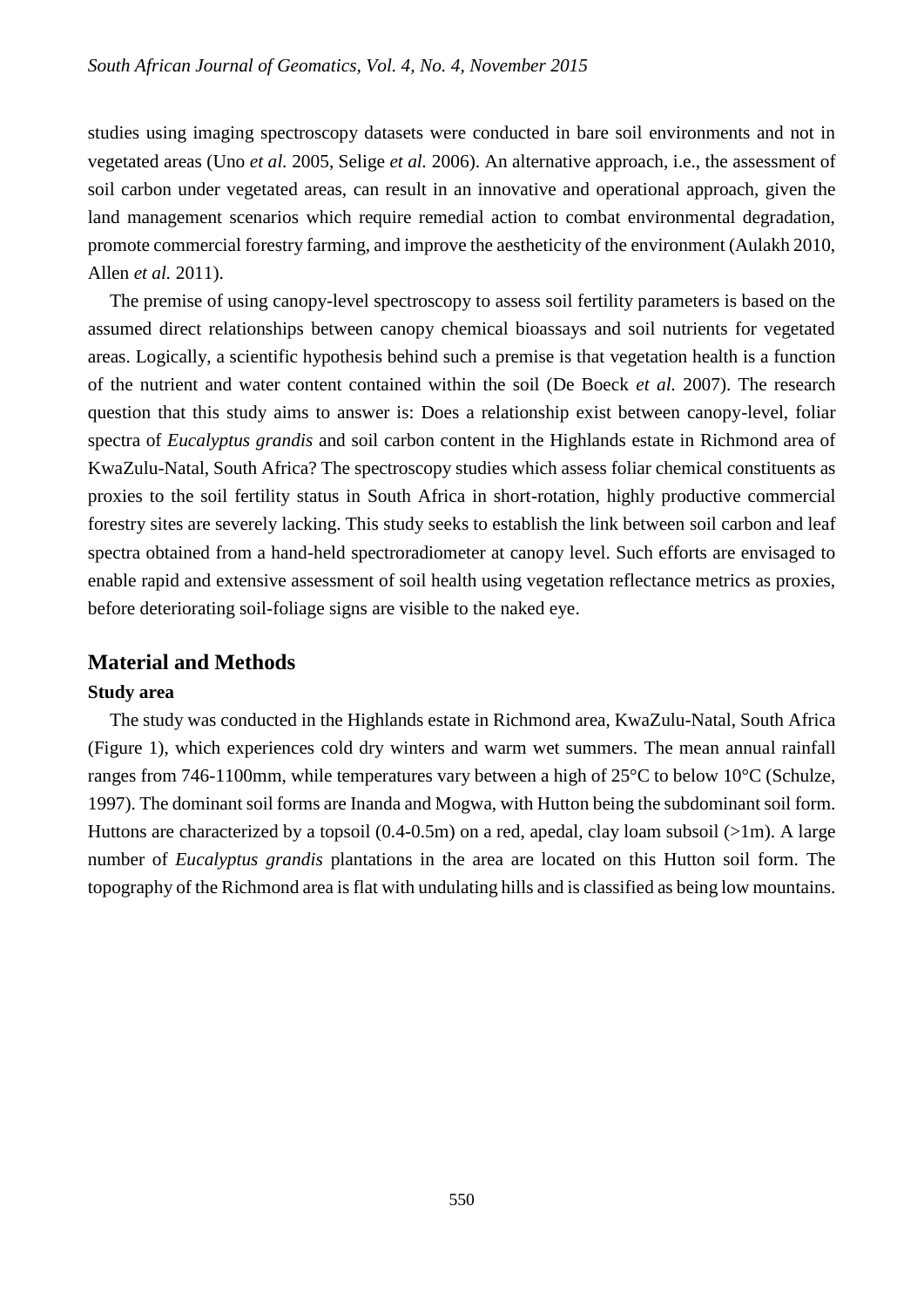studies using imaging spectroscopy datasets were conducted in bare soil environments and not in vegetated areas (Uno *et al.* 2005, Selige *et al.* 2006). An alternative approach, i.e., the assessment of soil carbon under vegetated areas, can result in an innovative and operational approach, given the land management scenarios which require remedial action to combat environmental degradation, promote commercial forestry farming, and improve the aestheticity of the environment (Aulakh 2010, Allen *et al.* 2011).

The premise of using canopy-level spectroscopy to assess soil fertility parameters is based on the assumed direct relationships between canopy chemical bioassays and soil nutrients for vegetated areas. Logically, a scientific hypothesis behind such a premise is that vegetation health is a function of the nutrient and water content contained within the soil (De Boeck *et al.* 2007). The research question that this study aims to answer is: Does a relationship exist between canopy-level, foliar spectra of *Eucalyptus grandis* and soil carbon content in the Highlands estate in Richmond area of KwaZulu-Natal, South Africa? The spectroscopy studies which assess foliar chemical constituents as proxies to the soil fertility status in South Africa in short-rotation, highly productive commercial forestry sites are severely lacking. This study seeks to establish the link between soil carbon and leaf spectra obtained from a hand-held spectroradiometer at canopy level. Such efforts are envisaged to enable rapid and extensive assessment of soil health using vegetation reflectance metrics as proxies, before deteriorating soil-foliage signs are visible to the naked eye.

## Material and Methods

### Study area

The study was conducted in the Highlands estate in Richmond area, KwaZulu-Natal, South Africa (Figure 1), which experiences cold dry winters and warm wet summers. The mean annual rainfall ranges from 746-1100mm, while temperatures vary between a high of 25°C to below 10°C (Schulze, 1997). The dominant soil forms are Inanda and Mogwa, with Hutton being the subdominant soil form. Huttons are characterized by a topsoil (0.4-0.5m) on a red, apedal, clay loam subsoil (>1m). A large number of *Eucalyptus grandis* plantations in the area are located on this Hutton soil form. The topography of the Richmond area is flat with undulating hills and is classified as being low mountains.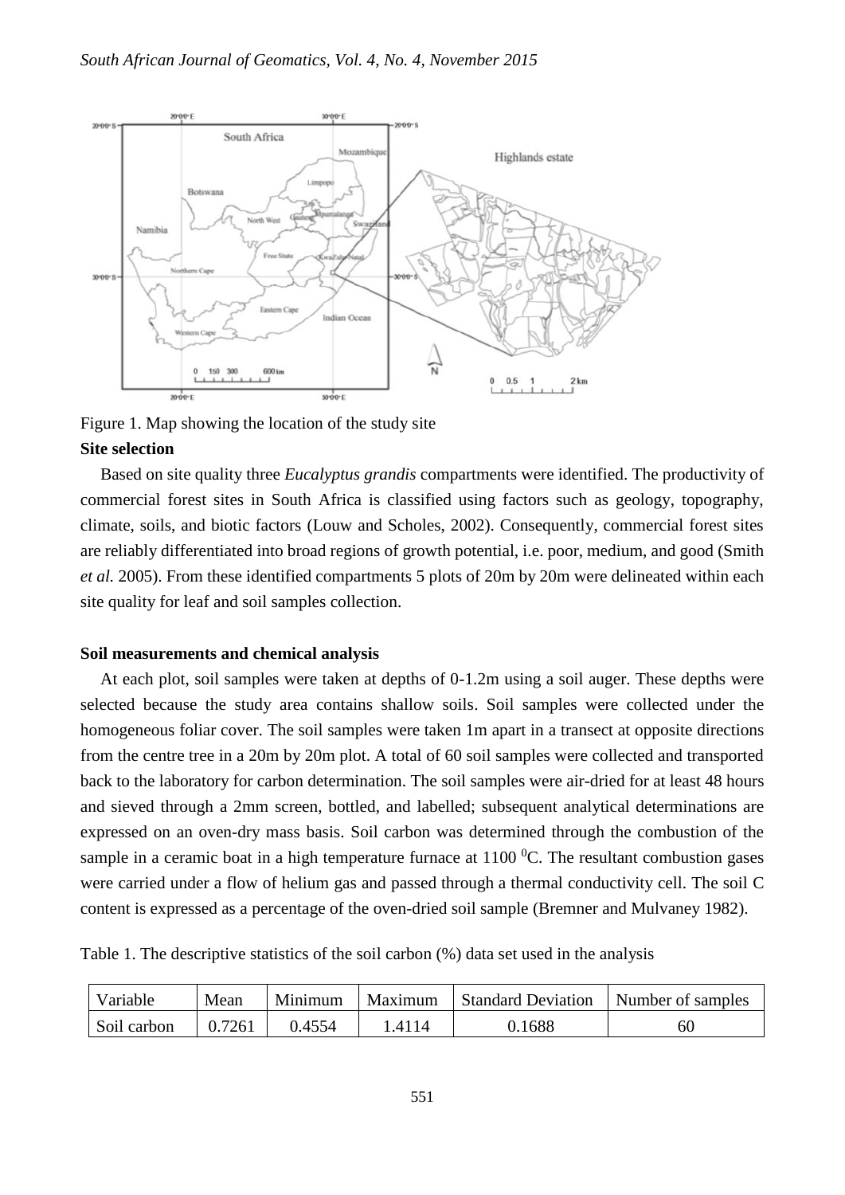Figure 1. Map showing the location of the study site

**Site selection**

Based on site quality three *Eucalyptus grandis* compartments were identified. The productivity of commercial forest sites in South Africa is classified using factors such as geology, topography, climate, soils, and biotic factors (Louw and Scholes, 2002). Consequently, commercial forest sites are reliably differentiated into broad regions of growth potential, i.e. poor, medium, and good (Smith *et al.* 2005). From these identified compartments 5 plots of 20m by 20m were delineated within each site quality for leaf and soil samples collection.

**Soil measurements and chemical analysis**

At each plot, soil samples were taken at depths of 0-1.2m using a soil auger. These depths were selected because the study area contains shallow soils. Soil samples were collected under the homogeneous foliar cover. The soil samples were taken 1m apart in a transect at opposite directions from the centre tree in a 20m by 20m plot. A total of 60 soil samples were collected and transported back to the laboratory for carbon determination. The soil samples were air-dried for at least 48 hours and sieved through a 2mm screen, bottled, and labelled; subsequent analytical determinations are expressed on an oven-dry mass basis. Soil carbon was determined through the combustion of the sample in a ceramic boat in a high temperature furnace at 1100 $^0$C. The resultant combustion gases were carried under a flow of helium gas and passed through a thermal conductivity cell. The soil C content is expressed as a percentage of the oven-dried soil sample (Bremner and Mulvaney 1982).

Table 1. The descriptive statistics of the soil carbon (%) data set used in the analysis

| Variable | Mean | Minimum | Maximum | Standard Deviation | Number of samples |
|---|---|---|---|---|---|
| Soil carbon | 0.7261 | 0.4554 | 1.4114 | 0.1688 | 60 |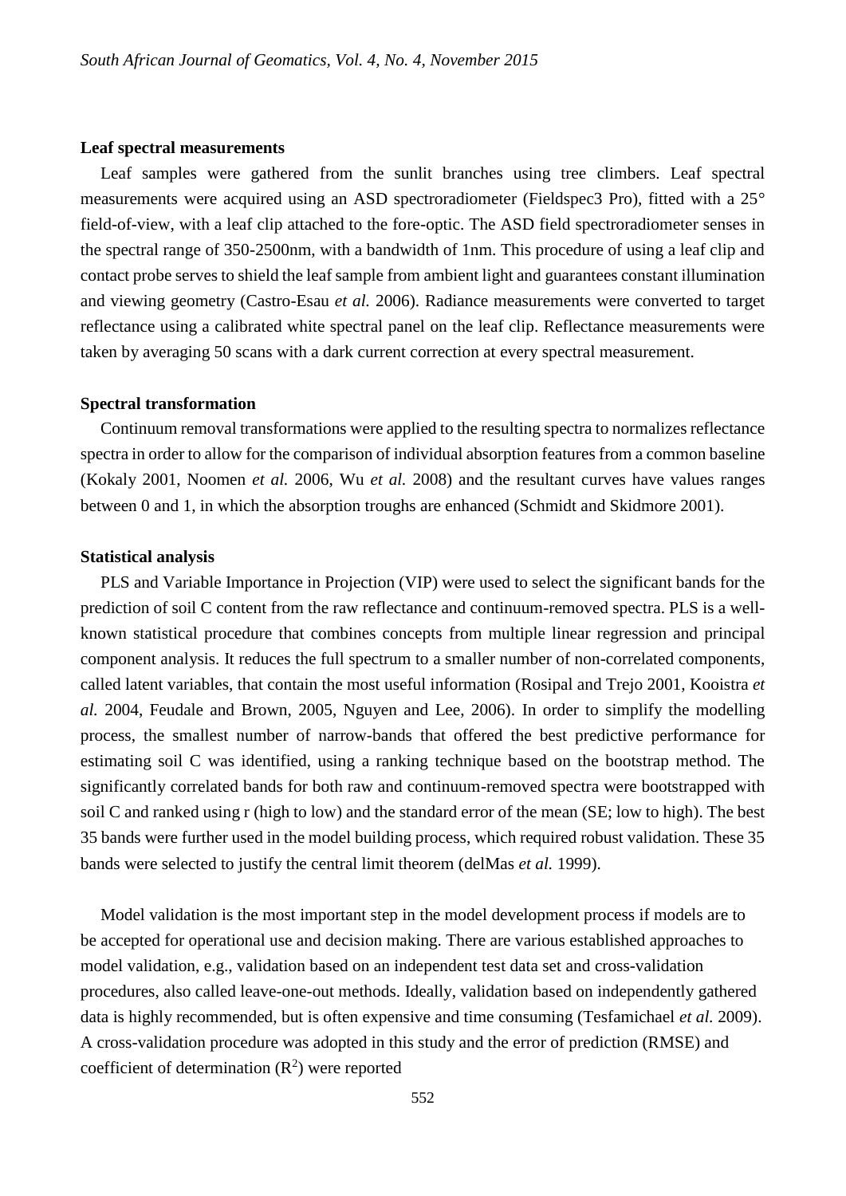**Leaf spectral measurements**

Leaf samples were gathered from the sunlit branches using tree climbers. Leaf spectral measurements were acquired using an ASD spectroradiometer (Fieldspec3 Pro), fitted with a 25° field-of-view, with a leaf clip attached to the fore-optic. The ASD field spectroradiometer senses in the spectral range of 350-2500nm, with a bandwidth of 1nm. This procedure of using a leaf clip and contact probe serves to shield the leaf sample from ambient light and guarantees constant illumination and viewing geometry (Castro-Esau *et al.* 2006). Radiance measurements were converted to target reflectance using a calibrated white spectral panel on the leaf clip. Reflectance measurements were taken by averaging 50 scans with a dark current correction at every spectral measurement.

**Spectral transformation**

Continuum removal transformations were applied to the resulting spectra to normalizes reflectance spectra in order to allow for the comparison of individual absorption features from a common baseline (Kokaly 2001, Noomen *et al.* 2006, Wu *et al.* 2008) and the resultant curves have values ranges between 0 and 1, in which the absorption troughs are enhanced (Schmidt and Skidmore 2001).

**Statistical analysis**

PLS and Variable Importance in Projection (VIP) were used to select the significant bands for the prediction of soil C content from the raw reflectance and continuum-removed spectra. PLS is a well-known statistical procedure that combines concepts from multiple linear regression and principal component analysis. It reduces the full spectrum to a smaller number of non-correlated components, called latent variables, that contain the most useful information (Rosipal and Trejo 2001, Kooistra *et al.* 2004, Feudale and Brown, 2005, Nguyen and Lee, 2006). In order to simplify the modelling process, the smallest number of narrow-bands that offered the best predictive performance for estimating soil C was identified, using a ranking technique based on the bootstrap method. The significantly correlated bands for both raw and continuum-removed spectra were bootstrapped with soil C and ranked using r (high to low) and the standard error of the mean (SE; low to high). The best 35 bands were further used in the model building process, which required robust validation. These 35 bands were selected to justify the central limit theorem (delMas *et al.* 1999).

Model validation is the most important step in the model development process if models are to be accepted for operational use and decision making. There are various established approaches to model validation, e.g., validation based on an independent test data set and cross-validation procedures, also called leave-one-out methods. Ideally, validation based on independently gathered data is highly recommended, but is often expensive and time consuming (Tesfamichael *et al.* 2009). A cross-validation procedure was adopted in this study and the error of prediction (RMSE) and coefficient of determination ($R^2$) were reported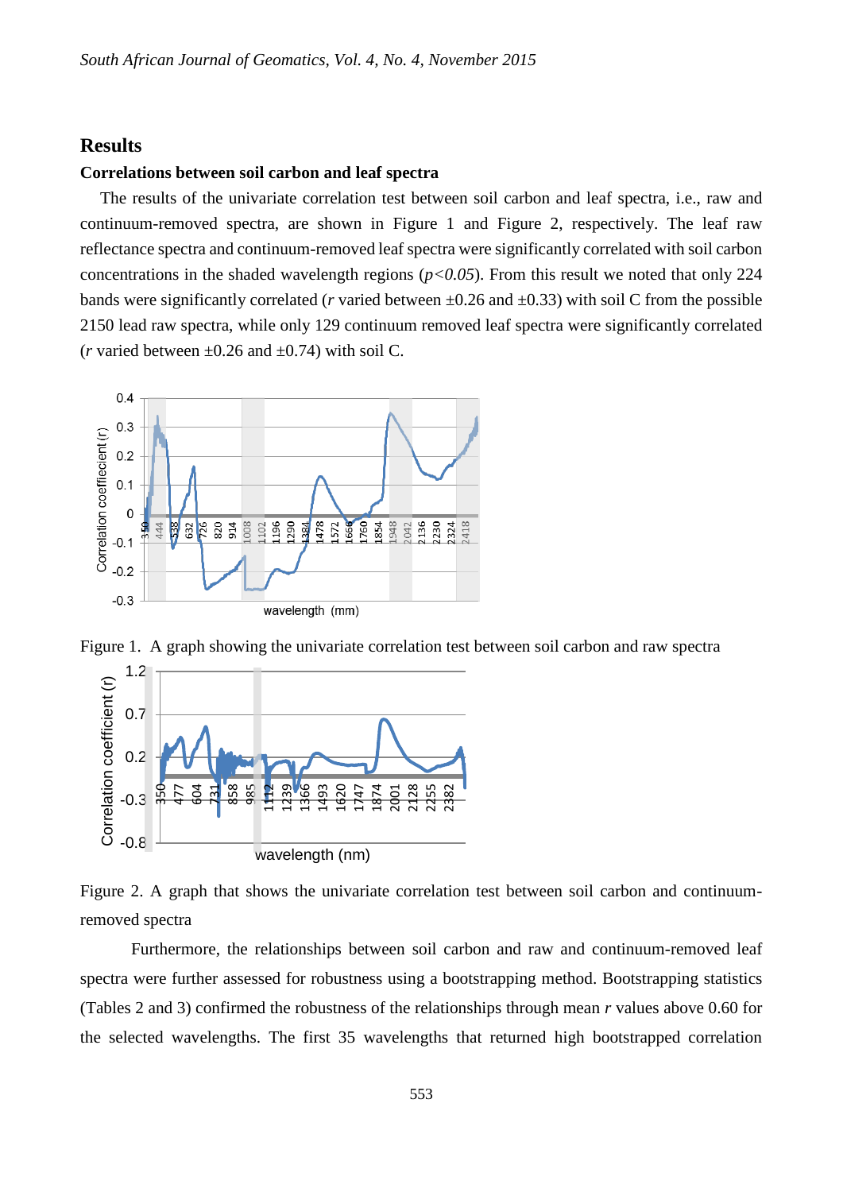## Results

### Correlations between soil carbon and leaf spectra

The results of the univariate correlation test between soil carbon and leaf spectra, i.e., raw and continuum-removed spectra, are shown in Figure 1 and Figure 2, respectively. The leaf raw reflectance spectra and continuum-removed leaf spectra were significantly correlated with soil carbon concentrations in the shaded wavelength regions ($p<0.05$). From this result we noted that only 224 bands were significantly correlated ($r$ varied between ±0.26 and ±0.33) with soil C from the possible 2150 lead raw spectra, while only 129 continuum removed leaf spectra were significantly correlated ($r$ varied between ±0.26 and ±0.74) with soil C.

Figure 1. A graph showing the univariate correlation test between soil carbon and raw spectra

Figure 2. A graph that shows the univariate correlation test between soil carbon and continuum-removed spectra

Furthermore, the relationships between soil carbon and raw and continuum-removed leaf spectra were further assessed for robustness using a bootstrapping method. Bootstrapping statistics (Tables 2 and 3) confirmed the robustness of the relationships through mean $r$ values above 0.60 for the selected wavelengths. The first 35 wavelengths that returned high bootstrapped correlation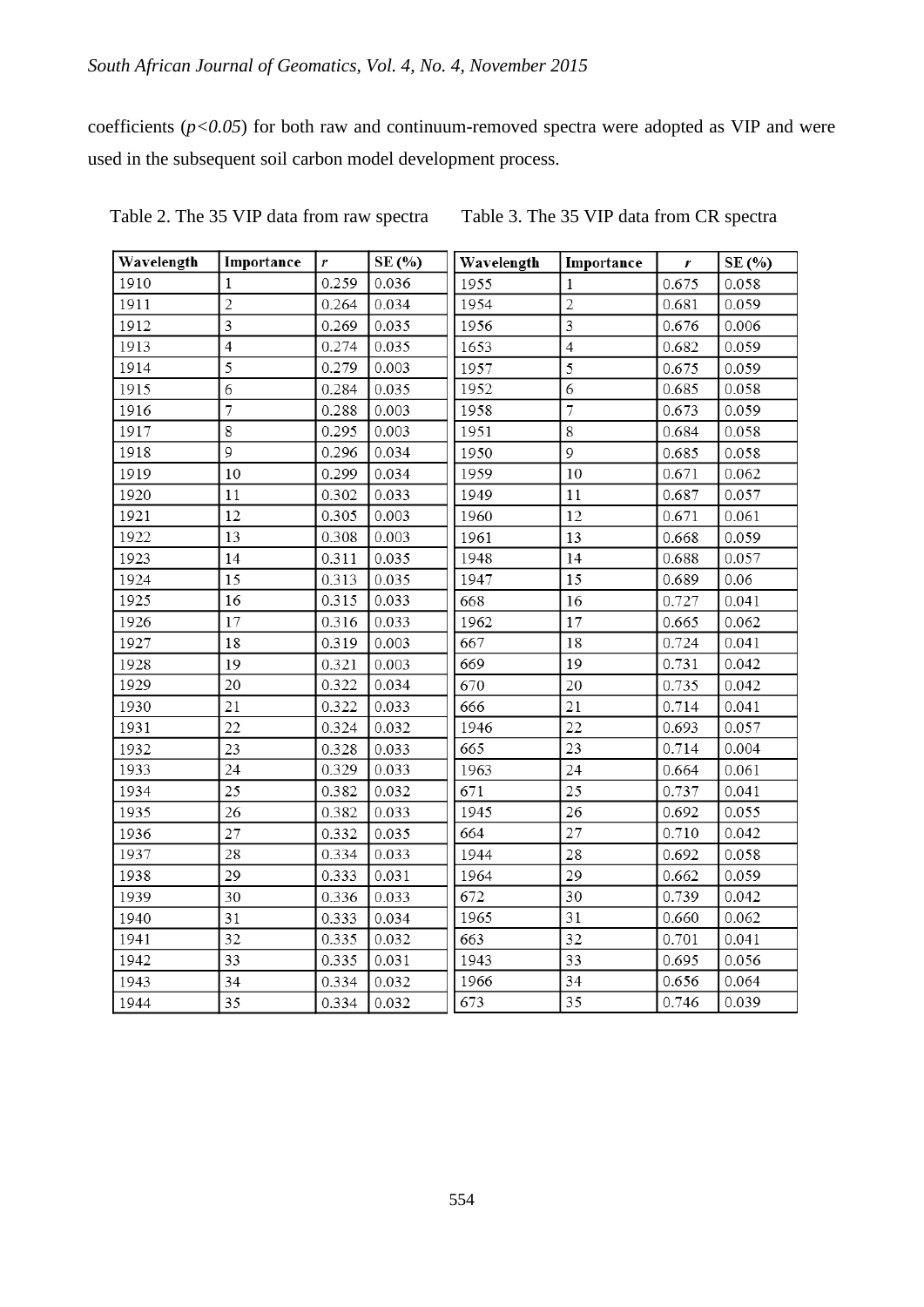coefficients ($p<0.05$) for both raw and continuum-removed spectra were adopted as VIP and were used in the subsequent soil carbon model development process.

Table 2. The 35 VIP data from raw spectra

| Wavelength | Importance | $r$ | SE (%) |
|---|---|---|---|
| 1910 | 1 | 0.259 | 0.036 |
| 1911 | 2 | 0.264 | 0.034 |
| 1912 | 3 | 0.269 | 0.035 |
| 1913 | 4 | 0.274 | 0.035 |
| 1914 | 5 | 0.279 | 0.003 |
| 1915 | 6 | 0.284 | 0.035 |
| 1916 | 7 | 0.288 | 0.003 |
| 1917 | 8 | 0.295 | 0.003 |
| 1918 | 9 | 0.296 | 0.034 |
| 1919 | 10 | 0.299 | 0.034 |
| 1920 | 11 | 0.302 | 0.033 |
| 1921 | 12 | 0.305 | 0.003 |
| 1922 | 13 | 0.308 | 0.003 |
| 1923 | 14 | 0.311 | 0.035 |
| 1924 | 15 | 0.313 | 0.035 |
| 1925 | 16 | 0.315 | 0.033 |
| 1926 | 17 | 0.316 | 0.033 |
| 1927 | 18 | 0.319 | 0.003 |
| 1928 | 19 | 0.321 | 0.003 |
| 1929 | 20 | 0.322 | 0.034 |
| 1930 | 21 | 0.322 | 0.033 |
| 1931 | 22 | 0.324 | 0.032 |
| 1932 | 23 | 0.328 | 0.033 |
| 1933 | 24 | 0.329 | 0.033 |
| 1934 | 25 | 0.382 | 0.032 |
| 1935 | 26 | 0.382 | 0.033 |
| 1936 | 27 | 0.332 | 0.035 |
| 1937 | 28 | 0.334 | 0.033 |
| 1938 | 29 | 0.333 | 0.031 |
| 1939 | 30 | 0.336 | 0.033 |
| 1940 | 31 | 0.333 | 0.034 |
| 1941 | 32 | 0.335 | 0.032 |
| 1942 | 33 | 0.335 | 0.031 |
| 1943 | 34 | 0.334 | 0.032 |
| 1944 | 35 | 0.334 | 0.032 |

Table 3. The 35 VIP data from CR spectra

| Wavelength | Importance | $r$ | SE (%) |
|---|---|---|---|
| 1955 | 1 | 0.675 | 0.058 |
| 1954 | 2 | 0.681 | 0.059 |
| 1956 | 3 | 0.676 | 0.006 |
| 1653 | 4 | 0.682 | 0.059 |
| 1957 | 5 | 0.675 | 0.059 |
| 1952 | 6 | 0.685 | 0.058 |
| 1958 | 7 | 0.673 | 0.059 |
| 1951 | 8 | 0.684 | 0.058 |
| 1950 | 9 | 0.685 | 0.058 |
| 1959 | 10 | 0.671 | 0.062 |
| 1949 | 11 | 0.687 | 0.057 |
| 1960 | 12 | 0.671 | 0.061 |
| 1961 | 13 | 0.668 | 0.059 |
| 1948 | 14 | 0.688 | 0.057 |
| 1947 | 15 | 0.689 | 0.06 |
| 668 | 16 | 0.727 | 0.041 |
| 1962 | 17 | 0.665 | 0.062 |
| 667 | 18 | 0.724 | 0.041 |
| 669 | 19 | 0.731 | 0.042 |
| 670 | 20 | 0.735 | 0.042 |
| 666 | 21 | 0.714 | 0.041 |
| 1946 | 22 | 0.693 | 0.057 |
| 665 | 23 | 0.714 | 0.004 |
| 1963 | 24 | 0.664 | 0.061 |
| 671 | 25 | 0.737 | 0.041 |
| 1945 | 26 | 0.692 | 0.055 |
| 664 | 27 | 0.710 | 0.042 |
| 1944 | 28 | 0.692 | 0.058 |
| 1964 | 29 | 0.662 | 0.059 |
| 672 | 30 | 0.739 | 0.042 |
| 1965 | 31 | 0.660 | 0.062 |
| 663 | 32 | 0.701 | 0.041 |
| 1943 | 33 | 0.695 | 0.056 |
| 1966 | 34 | 0.656 | 0.064 |
| 673 | 35 | 0.746 | 0.039 |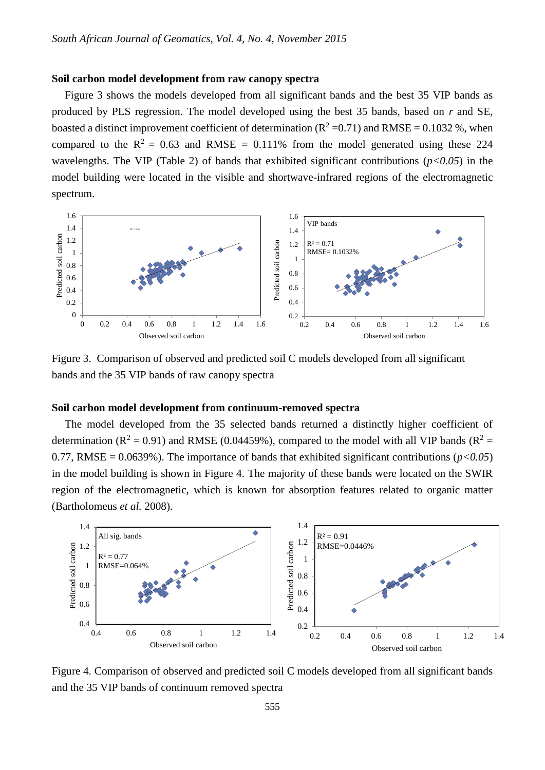## Soil carbon model development from raw canopy spectra

Figure 3 shows the models developed from all significant bands and the best 35 VIP bands as produced by PLS regression. The model developed using the best 35 bands, based on *r* and SE, boasted a distinct improvement coefficient of determination ($R^2$ =0.71) and RMSE = 0.1032 %, when compared to the $R^2$ = 0.63 and RMSE = 0.111% from the model generated using these 224 wavelengths. The VIP (Table 2) of bands that exhibited significant contributions ($p<0.05$) in the model building were located in the visible and shortwave-infrared regions of the electromagnetic spectrum.

Figure 3. Comparison of observed and predicted soil C models developed from all significant bands and the 35 VIP bands of raw canopy spectra

## Soil carbon model development from continuum-removed spectra

The model developed from the 35 selected bands returned a distinctly higher coefficient of determination ($R^2$ = 0.91) and RMSE (0.04459%), compared to the model with all VIP bands ($R^2$ = 0.77, RMSE = 0.0639%). The importance of bands that exhibited significant contributions ($p<0.05$) in the model building is shown in Figure 4. The majority of these bands were located on the SWIR region of the electromagnetic, which is known for absorption features related to organic matter (Bartholomeus *et al.* 2008).

Figure 4. Comparison of observed and predicted soil C models developed from all significant bands and the 35 VIP bands of continuum removed spectra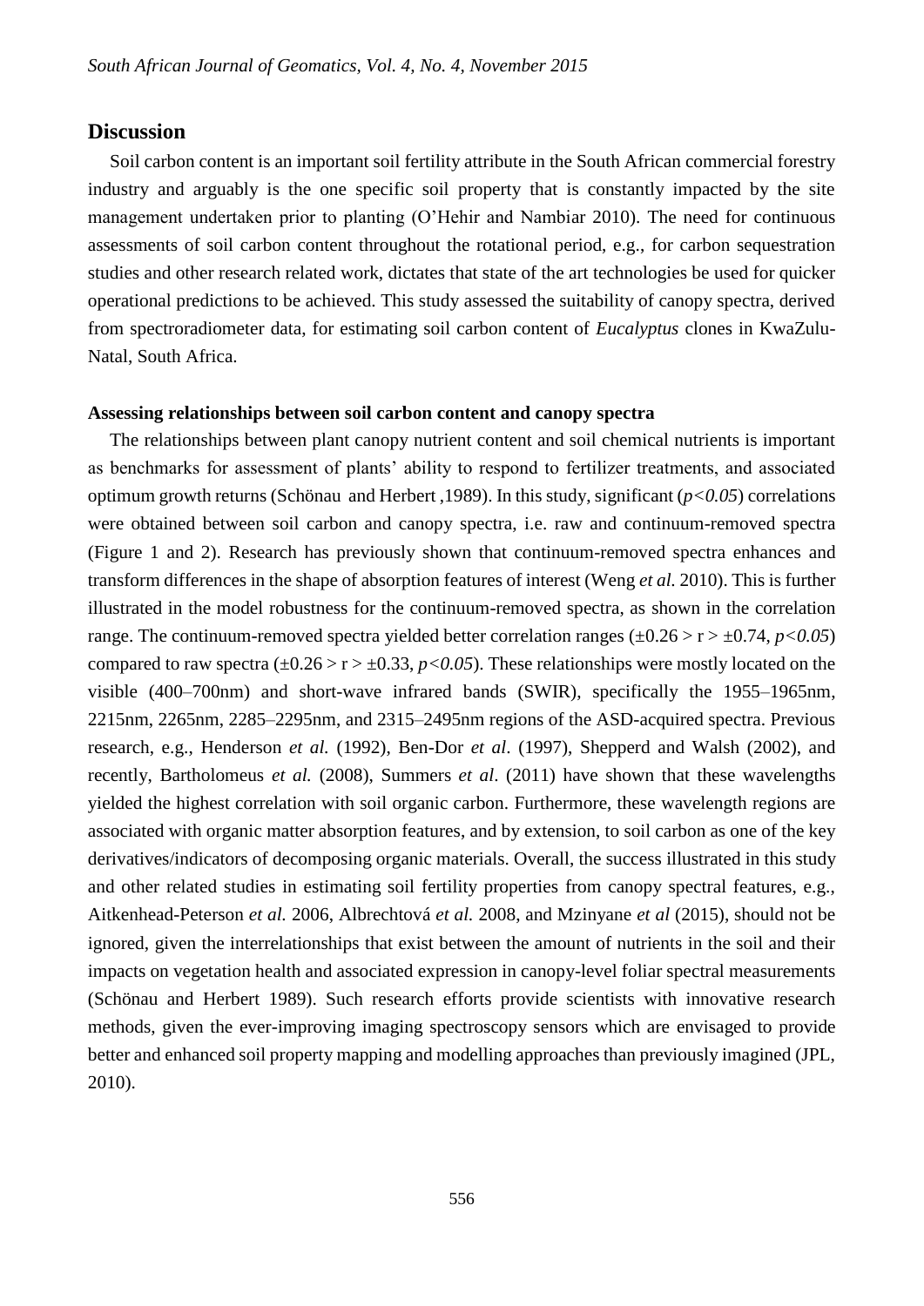## Discussion

Soil carbon content is an important soil fertility attribute in the South African commercial forestry industry and arguably is the one specific soil property that is constantly impacted by the site management undertaken prior to planting (O'Hehir and Nambiar 2010). The need for continuous assessments of soil carbon content throughout the rotational period, e.g., for carbon sequestration studies and other research related work, dictates that state of the art technologies be used for quicker operational predictions to be achieved. This study assessed the suitability of canopy spectra, derived from spectroradiometer data, for estimating soil carbon content of *Eucalyptus* clones in KwaZulu-Natal, South Africa.

### Assessing relationships between soil carbon content and canopy spectra

The relationships between plant canopy nutrient content and soil chemical nutrients is important as benchmarks for assessment of plants' ability to respond to fertilizer treatments, and associated optimum growth returns (Schönau and Herbert ,1989). In this study, significant ($p<0.05$) correlations were obtained between soil carbon and canopy spectra, i.e. raw and continuum-removed spectra (Figure 1 and 2). Research has previously shown that continuum-removed spectra enhances and transform differences in the shape of absorption features of interest (Weng *et al.* 2010). This is further illustrated in the model robustness for the continuum-removed spectra, as shown in the correlation range. The continuum-removed spectra yielded better correlation ranges ($\pm0.26 > r > \pm0.74$, $p<0.05$) compared to raw spectra ($\pm0.26 > r > \pm0.33$, $p<0.05$). These relationships were mostly located on the visible (400–700nm) and short-wave infrared bands (SWIR), specifically the 1955–1965nm, 2215nm, 2265nm, 2285–2295nm, and 2315–2495nm regions of the ASD-acquired spectra. Previous research, e.g., Henderson *et al.* (1992), Ben-Dor *et al*. (1997), Shepperd and Walsh (2002), and recently, Bartholomeus *et al.* (2008), Summers *et al*. (2011) have shown that these wavelengths yielded the highest correlation with soil organic carbon. Furthermore, these wavelength regions are associated with organic matter absorption features, and by extension, to soil carbon as one of the key derivatives/indicators of decomposing organic materials. Overall, the success illustrated in this study and other related studies in estimating soil fertility properties from canopy spectral features, e.g., Aitkenhead-Peterson *et al.* 2006, Albrechtová *et al.* 2008, and Mzinyane *et al* (2015), should not be ignored, given the interrelationships that exist between the amount of nutrients in the soil and their impacts on vegetation health and associated expression in canopy-level foliar spectral measurements (Schönau and Herbert 1989). Such research efforts provide scientists with innovative research methods, given the ever-improving imaging spectroscopy sensors which are envisaged to provide better and enhanced soil property mapping and modelling approaches than previously imagined (JPL, 2010).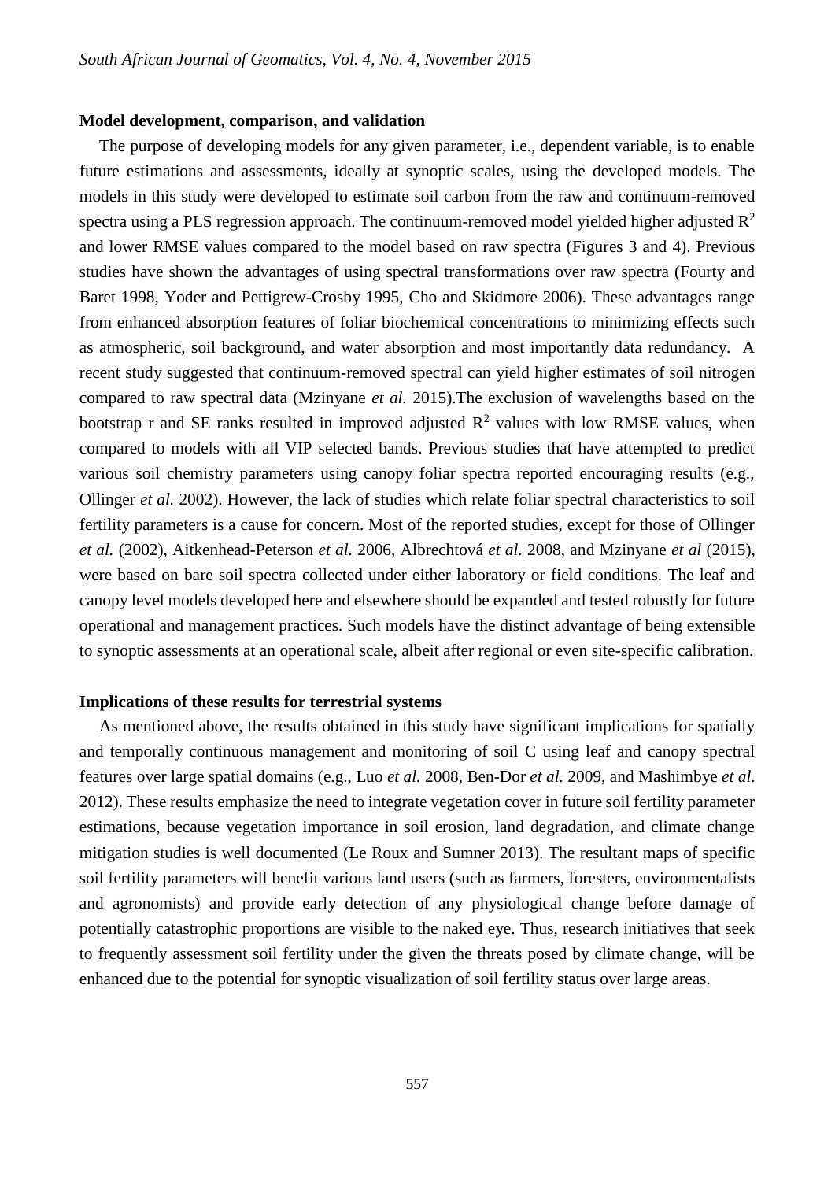**Model development, comparison, and validation**

The purpose of developing models for any given parameter, i.e., dependent variable, is to enable future estimations and assessments, ideally at synoptic scales, using the developed models. The models in this study were developed to estimate soil carbon from the raw and continuum-removed spectra using a PLS regression approach. The continuum-removed model yielded higher adjusted $R^2$ and lower RMSE values compared to the model based on raw spectra (Figures 3 and 4). Previous studies have shown the advantages of using spectral transformations over raw spectra (Fourty and Baret 1998, Yoder and Pettigrew-Crosby 1995, Cho and Skidmore 2006). These advantages range from enhanced absorption features of foliar biochemical concentrations to minimizing effects such as atmospheric, soil background, and water absorption and most importantly data redundancy. A recent study suggested that continuum-removed spectral can yield higher estimates of soil nitrogen compared to raw spectral data (Mzinyane *et al.* 2015).The exclusion of wavelengths based on the bootstrap r and SE ranks resulted in improved adjusted $R^2$ values with low RMSE values, when compared to models with all VIP selected bands. Previous studies that have attempted to predict various soil chemistry parameters using canopy foliar spectra reported encouraging results (e.g., Ollinger *et al.* 2002). However, the lack of studies which relate foliar spectral characteristics to soil fertility parameters is a cause for concern. Most of the reported studies, except for those of Ollinger *et al.* (2002), Aitkenhead-Peterson *et al.* 2006, Albrechtová *et al.* 2008, and Mzinyane *et al* (2015), were based on bare soil spectra collected under either laboratory or field conditions. The leaf and canopy level models developed here and elsewhere should be expanded and tested robustly for future operational and management practices. Such models have the distinct advantage of being extensible to synoptic assessments at an operational scale, albeit after regional or even site-specific calibration.

**Implications of these results for terrestrial systems**

As mentioned above, the results obtained in this study have significant implications for spatially and temporally continuous management and monitoring of soil C using leaf and canopy spectral features over large spatial domains (e.g., Luo *et al.* 2008, Ben-Dor *et al.* 2009, and Mashimbye *et al.* 2012). These results emphasize the need to integrate vegetation cover in future soil fertility parameter estimations, because vegetation importance in soil erosion, land degradation, and climate change mitigation studies is well documented (Le Roux and Sumner 2013). The resultant maps of specific soil fertility parameters will benefit various land users (such as farmers, foresters, environmentalists and agronomists) and provide early detection of any physiological change before damage of potentially catastrophic proportions are visible to the naked eye. Thus, research initiatives that seek to frequently assessment soil fertility under the given the threats posed by climate change, will be enhanced due to the potential for synoptic visualization of soil fertility status over large areas.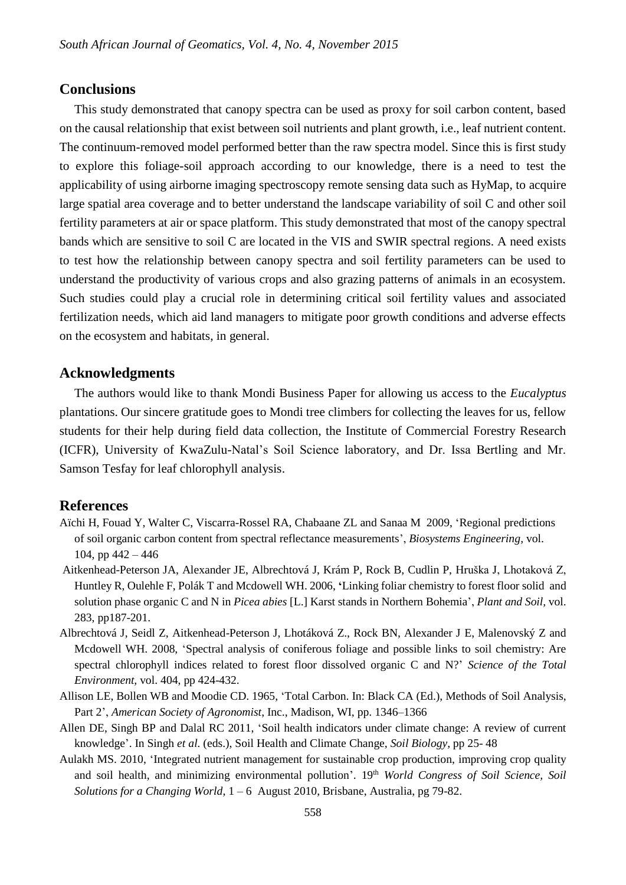## Conclusions

This study demonstrated that canopy spectra can be used as proxy for soil carbon content, based on the causal relationship that exist between soil nutrients and plant growth, i.e., leaf nutrient content. The continuum-removed model performed better than the raw spectra model. Since this is first study to explore this foliage-soil approach according to our knowledge, there is a need to test the applicability of using airborne imaging spectroscopy remote sensing data such as HyMap, to acquire large spatial area coverage and to better understand the landscape variability of soil C and other soil fertility parameters at air or space platform. This study demonstrated that most of the canopy spectral bands which are sensitive to soil C are located in the VIS and SWIR spectral regions. A need exists to test how the relationship between canopy spectra and soil fertility parameters can be used to understand the productivity of various crops and also grazing patterns of animals in an ecosystem. Such studies could play a crucial role in determining critical soil fertility values and associated fertilization needs, which aid land managers to mitigate poor growth conditions and adverse effects on the ecosystem and habitats, in general.

## Acknowledgments

The authors would like to thank Mondi Business Paper for allowing us access to the *Eucalyptus* plantations. Our sincere gratitude goes to Mondi tree climbers for collecting the leaves for us, fellow students for their help during field data collection, the Institute of Commercial Forestry Research (ICFR), University of KwaZulu-Natal's Soil Science laboratory, and Dr. Issa Bertling and Mr. Samson Tesfay for leaf chlorophyll analysis.

## References

Aïchi H, Fouad Y, Walter C, Viscarra-Rossel RA, Chabaane ZL and Sanaa M 2009, 'Regional predictions of soil organic carbon content from spectral reflectance measurements', *Biosystems Engineering*, vol. 104, pp 442 – 446

Aitkenhead-Peterson JA, Alexander JE, Albrechtová J, Krám P, Rock B, Cudlin P, Hruška J, Lhotaková Z, Huntley R, Oulehle F, Polák T and Mcdowell WH. 2006, 'Linking foliar chemistry to forest floor solid and solution phase organic C and N in *Picea abies* [L.] Karst stands in Northern Bohemia', *Plant and Soil*, vol. 283, pp187-201.

Albrechtová J, Seidl Z, Aitkenhead-Peterson J, Lhotáková Z., Rock BN, Alexander J E, Malenovský Z and Mcdowell WH. 2008, 'Spectral analysis of coniferous foliage and possible links to soil chemistry: Are spectral chlorophyll indices related to forest floor dissolved organic C and N?' *Science of the Total Environment*, vol. 404, pp 424-432.

Allison LE, Bollen WB and Moodie CD. 1965, 'Total Carbon. In: Black CA (Ed.), Methods of Soil Analysis, Part 2', *American Society of Agronomist*, Inc., Madison, WI, pp. 1346–1366

Allen DE, Singh BP and Dalal RC 2011, 'Soil health indicators under climate change: A review of current knowledge'. In Singh *et al.* (eds.), Soil Health and Climate Change, *Soil Biology*, pp 25- 48

Aulakh MS. 2010, 'Integrated nutrient management for sustainable crop production, improving crop quality and soil health, and minimizing environmental pollution'. 19th *World Congress of Soil Science, Soil Solutions for a Changing World*, 1 – 6 August 2010, Brisbane, Australia, pg 79-82.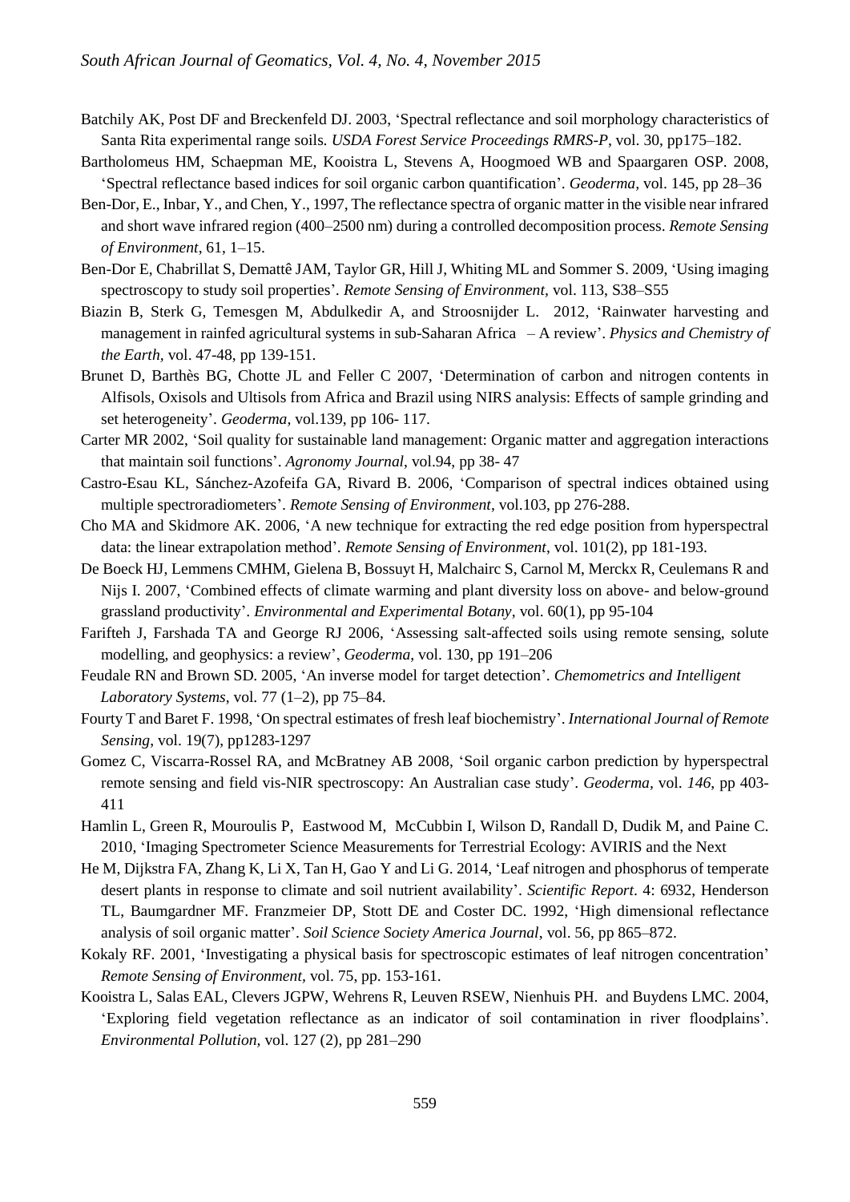Batchily AK, Post DF and Breckenfeld DJ. 2003, 'Spectral reflectance and soil morphology characteristics of Santa Rita experimental range soils. *USDA Forest Service Proceedings RMRS-P*, vol. 30, pp175–182.

Bartholomeus HM, Schaepman ME, Kooistra L, Stevens A, Hoogmoed WB and Spaargaren OSP. 2008, 'Spectral reflectance based indices for soil organic carbon quantification'. *Geoderma,* vol. 145, pp 28–36

Ben-Dor, E., Inbar, Y., and Chen, Y., 1997, The reflectance spectra of organic matter in the visible near infrared and short wave infrared region (400–2500 nm) during a controlled decomposition process. *Remote Sensing of Environment*, 61, 1–15.

Ben-Dor E, Chabrillat S, Demattê JAM, Taylor GR, Hill J, Whiting ML and Sommer S. 2009, 'Using imaging spectroscopy to study soil properties'. *Remote Sensing of Environment*, vol. 113, S38–S55

Biazin B, Sterk G, Temesgen M, Abdulkedir A, and Stroosnijder L. 2012, 'Rainwater harvesting and management in rainfed agricultural systems in sub-Saharan Africa – A review'. *Physics and Chemistry of the Earth,* vol. 47-48, pp 139-151.

Brunet D, Barthès BG, Chotte JL and Feller C 2007, 'Determination of carbon and nitrogen contents in Alfisols, Oxisols and Ultisols from Africa and Brazil using NIRS analysis: Effects of sample grinding and set heterogeneity'. *Geoderma,* vol.139, pp 106- 117.

Carter MR 2002, 'Soil quality for sustainable land management: Organic matter and aggregation interactions that maintain soil functions'. *Agronomy Journal*, vol.94, pp 38- 47

Castro-Esau KL, Sánchez-Azofeifa GA, Rivard B. 2006, 'Comparison of spectral indices obtained using multiple spectroradiometers'. *Remote Sensing of Environment*, vol.103, pp 276-288.

Cho MA and Skidmore AK. 2006, 'A new technique for extracting the red edge position from hyperspectral data: the linear extrapolation method'. *Remote Sensing of Environment*, vol. 101(2), pp 181-193.

De Boeck HJ, Lemmens CMHM, Gielena B, Bossuyt H, Malchairc S, Carnol M, Merckx R, Ceulemans R and Nijs I. 2007, 'Combined effects of climate warming and plant diversity loss on above- and below-ground grassland productivity'. *Environmental and Experimental Botany*, vol. 60(1), pp 95-104

Farifteh J, Farshada TA and George RJ 2006, 'Assessing salt-affected soils using remote sensing, solute modelling, and geophysics: a review', *Geoderma*, vol. 130, pp 191–206

Feudale RN and Brown SD. 2005, 'An inverse model for target detection'. *Chemometrics and Intelligent Laboratory Systems*, vol. 77 (1–2), pp 75–84.

Fourty T and Baret F. 1998, 'On spectral estimates of fresh leaf biochemistry'. *International Journal of Remote Sensing*, vol. 19(7), pp1283-1297

Gomez C, Viscarra-Rossel RA, and McBratney AB 2008, 'Soil organic carbon prediction by hyperspectral remote sensing and field vis-NIR spectroscopy: An Australian case study'. *Geoderma*, vol. *146*, pp 403-411

Hamlin L, Green R, Mouroulis P, Eastwood M, McCubbin I, Wilson D, Randall D, Dudik M, and Paine C. 2010, 'Imaging Spectrometer Science Measurements for Terrestrial Ecology: AVIRIS and the Next

He M, Dijkstra FA, Zhang K, Li X, Tan H, Gao Y and Li G. 2014, 'Leaf nitrogen and phosphorus of temperate desert plants in response to climate and soil nutrient availability'. *Scientific Report*. 4: 6932, Henderson TL, Baumgardner MF. Franzmeier DP, Stott DE and Coster DC. 1992, 'High dimensional reflectance analysis of soil organic matter'. *Soil Science Society America Journal*, vol. 56, pp 865–872.

Kokaly RF. 2001, 'Investigating a physical basis for spectroscopic estimates of leaf nitrogen concentration' *Remote Sensing of Environment,* vol. 75, pp. 153-161.

Kooistra L, Salas EAL, Clevers JGPW, Wehrens R, Leuven RSEW, Nienhuis PH. and Buydens LMC. 2004, 'Exploring field vegetation reflectance as an indicator of soil contamination in river floodplains'. *Environmental Pollution,* vol. 127 (2), pp 281–290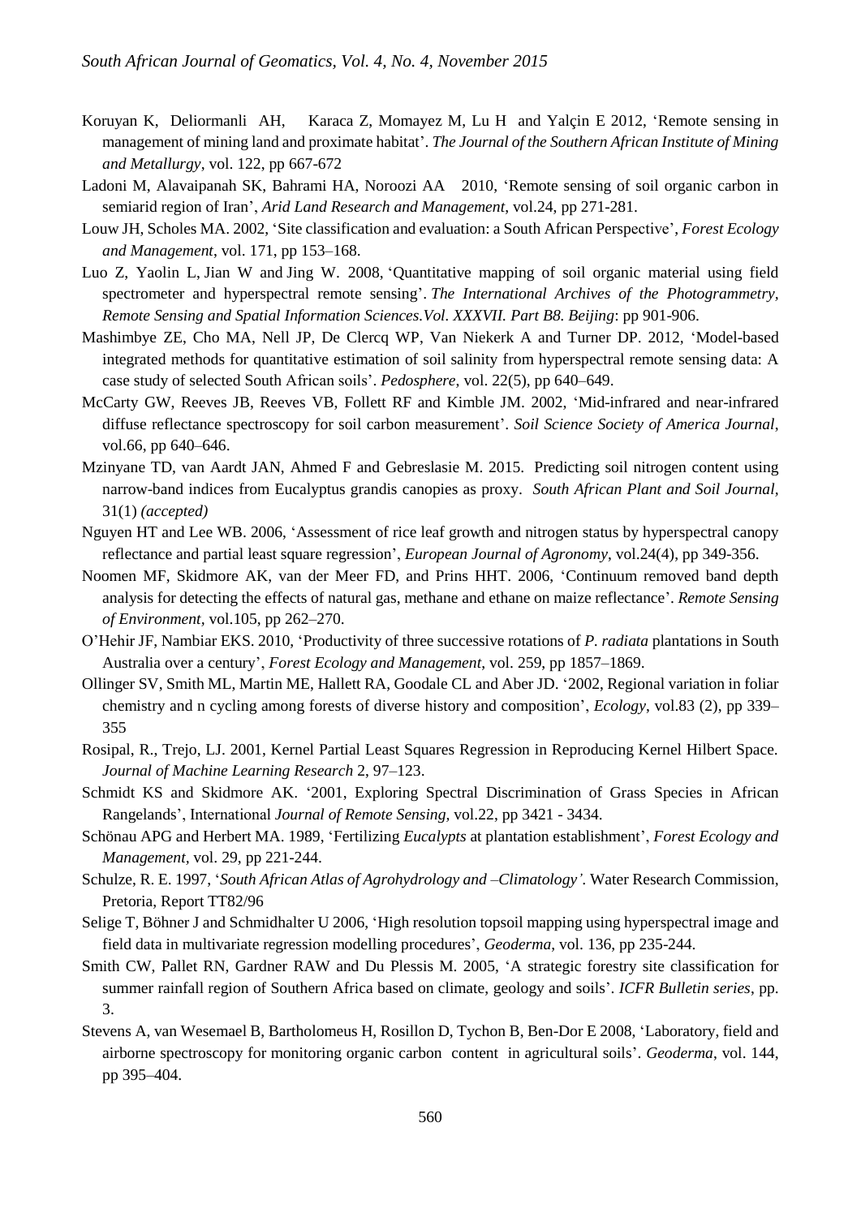Koruyan K, Deliormanli AH, Karaca Z, Momayez M, Lu H and Yalçin E 2012, 'Remote sensing in management of mining land and proximate habitat'. *The Journal of the Southern African Institute of Mining and Metallurgy*, vol. 122, pp 667-672

Ladoni M, Alavaipanah SK, Bahrami HA, Noroozi AA 2010, 'Remote sensing of soil organic carbon in semiarid region of Iran', *Arid Land Research and Management*, vol.24, pp 271-281.

Louw JH, Scholes MA. 2002, 'Site classification and evaluation: a South African Perspective', *Forest Ecology and Management*, vol. 171, pp 153–168.

Luo Z, Yaolin L, Jian W and Jing W. 2008, 'Quantitative mapping of soil organic material using field spectrometer and hyperspectral remote sensing'. *The International Archives of the Photogrammetry, Remote Sensing and Spatial Information Sciences.Vol. XXXVII. Part B8. Beijing*: pp 901-906.

Mashimbye ZE, Cho MA, Nell JP, De Clercq WP, Van Niekerk A and Turner DP. 2012, 'Model-based integrated methods for quantitative estimation of soil salinity from hyperspectral remote sensing data: A case study of selected South African soils'. *Pedosphere*, vol. 22(5), pp 640–649.

McCarty GW, Reeves JB, Reeves VB, Follett RF and Kimble JM. 2002, 'Mid-infrared and near-infrared diffuse reflectance spectroscopy for soil carbon measurement'. *Soil Science Society of America Journal*, vol.66, pp 640–646.

Mzinyane TD, van Aardt JAN, Ahmed F and Gebreslasie M. 2015. Predicting soil nitrogen content using narrow-band indices from Eucalyptus grandis canopies as proxy. *South African Plant and Soil Journal*, 31(1) *(accepted)*

Nguyen HT and Lee WB. 2006, 'Assessment of rice leaf growth and nitrogen status by hyperspectral canopy reflectance and partial least square regression', *European Journal of Agronomy*, vol.24(4), pp 349-356.

Noomen MF, Skidmore AK, van der Meer FD, and Prins HHT. 2006, 'Continuum removed band depth analysis for detecting the effects of natural gas, methane and ethane on maize reflectance'. *Remote Sensing of Environment*, vol.105, pp 262–270.

O'Hehir JF, Nambiar EKS. 2010, 'Productivity of three successive rotations of *P. radiata* plantations in South Australia over a century', *Forest Ecology and Management*, vol. 259, pp 1857–1869.

Ollinger SV, Smith ML, Martin ME, Hallett RA, Goodale CL and Aber JD. '2002, Regional variation in foliar chemistry and n cycling among forests of diverse history and composition', *Ecology*, vol.83 (2), pp 339–355

Rosipal, R., Trejo, LJ. 2001, Kernel Partial Least Squares Regression in Reproducing Kernel Hilbert Space. *Journal of Machine Learning Research* 2, 97–123.

Schmidt KS and Skidmore AK. '2001, Exploring Spectral Discrimination of Grass Species in African Rangelands', International *Journal of Remote Sensing*, vol.22, pp 3421 - 3434.

Schönau APG and Herbert MA. 1989, 'Fertilizing *Eucalypts* at plantation establishment', *Forest Ecology and Management*, vol. 29, pp 221-244.

Schulze, R. E. 1997, '*South African Atlas of Agrohydrology and –Climatology'*. Water Research Commission, Pretoria, Report TT82/96

Selige T, Böhner J and Schmidhalter U 2006, 'High resolution topsoil mapping using hyperspectral image and field data in multivariate regression modelling procedures', *Geoderma*, vol. 136, pp 235-244.

Smith CW, Pallet RN, Gardner RAW and Du Plessis M. 2005, 'A strategic forestry site classification for summer rainfall region of Southern Africa based on climate, geology and soils'. *ICFR Bulletin series*, pp. 3.

Stevens A, van Wesemael B, Bartholomeus H, Rosillon D, Tychon B, Ben-Dor E 2008, 'Laboratory, field and airborne spectroscopy for monitoring organic carbon content in agricultural soils'. *Geoderma*, vol. 144, pp 395–404.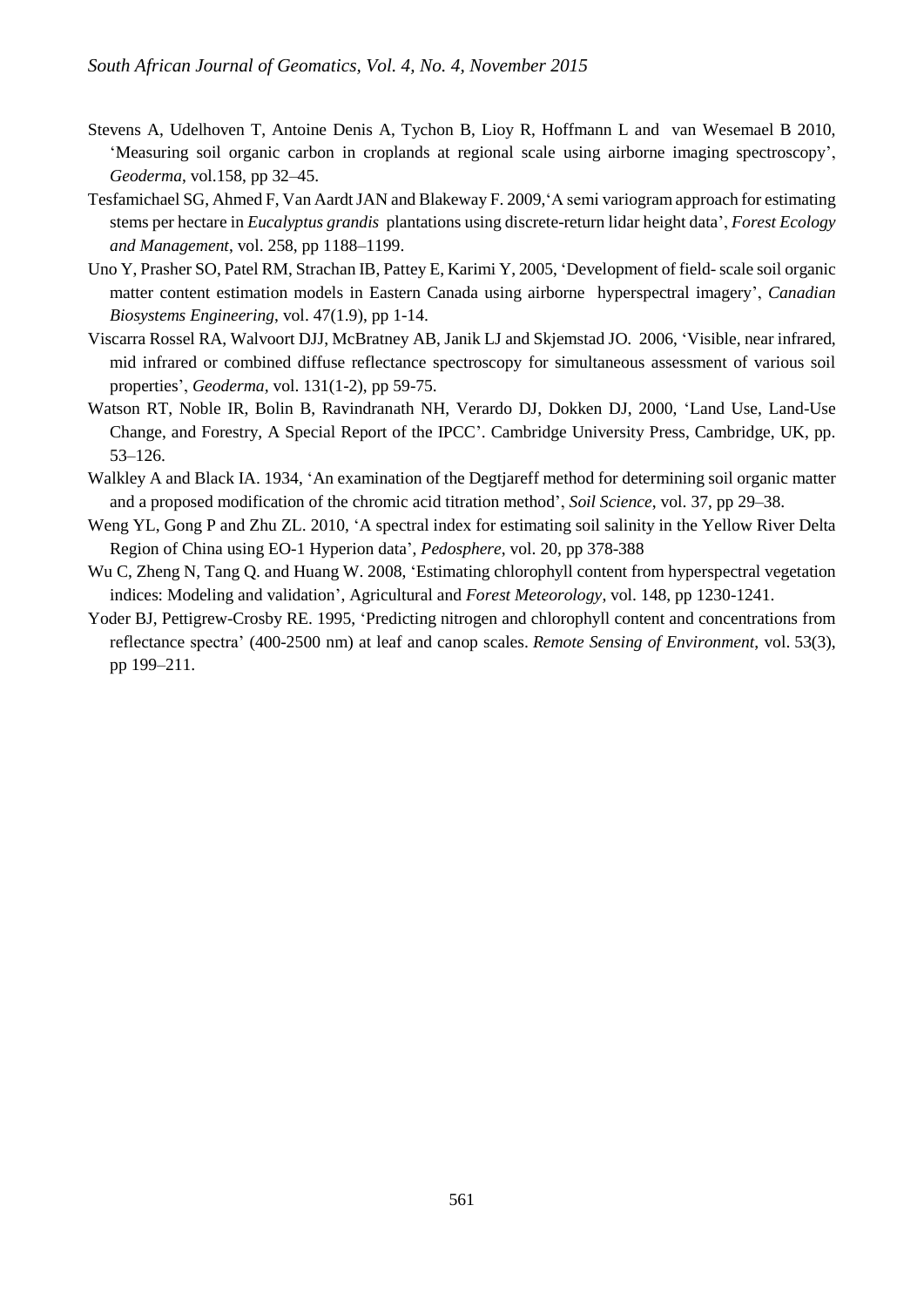Stevens A, Udelhoven T, Antoine Denis A, Tychon B, Lioy R, Hoffmann L and van Wesemael B 2010, 'Measuring soil organic carbon in croplands at regional scale using airborne imaging spectroscopy', *Geoderma*, vol.158, pp 32–45.

Tesfamichael SG, Ahmed F, Van Aardt JAN and Blakeway F. 2009,'A semi variogram approach for estimating stems per hectare in *Eucalyptus grandis* plantations using discrete-return lidar height data', *Forest Ecology and Management*, vol. 258, pp 1188–1199.

Uno Y, Prasher SO, Patel RM, Strachan IB, Pattey E, Karimi Y, 2005, 'Development of field- scale soil organic matter content estimation models in Eastern Canada using airborne hyperspectral imagery', *Canadian Biosystems Engineering*, vol. 47(1.9), pp 1-14.

Viscarra Rossel RA, Walvoort DJJ, McBratney AB, Janik LJ and Skjemstad JO. 2006, 'Visible, near infrared, mid infrared or combined diffuse reflectance spectroscopy for simultaneous assessment of various soil properties', *Geoderma*, vol. 131(1-2), pp 59-75.

Watson RT, Noble IR, Bolin B, Ravindranath NH, Verardo DJ, Dokken DJ, 2000, 'Land Use, Land-Use Change, and Forestry, A Special Report of the IPCC'. Cambridge University Press, Cambridge, UK, pp. 53–126.

Walkley A and Black IA. 1934, 'An examination of the Degtjareff method for determining soil organic matter and a proposed modification of the chromic acid titration method', *Soil Science*, vol. 37, pp 29–38.

Weng YL, Gong P and Zhu ZL. 2010, 'A spectral index for estimating soil salinity in the Yellow River Delta Region of China using EO-1 Hyperion data', *Pedosphere*, vol. 20, pp 378-388

Wu C, Zheng N, Tang Q. and Huang W. 2008, 'Estimating chlorophyll content from hyperspectral vegetation indices: Modeling and validation', Agricultural and *Forest Meteorology*, vol. 148, pp 1230-1241.

Yoder BJ, Pettigrew-Crosby RE. 1995, 'Predicting nitrogen and chlorophyll content and concentrations from reflectance spectra' (400-2500 nm) at leaf and canop scales. *Remote Sensing of Environment*, vol. 53(3), pp 199–211.